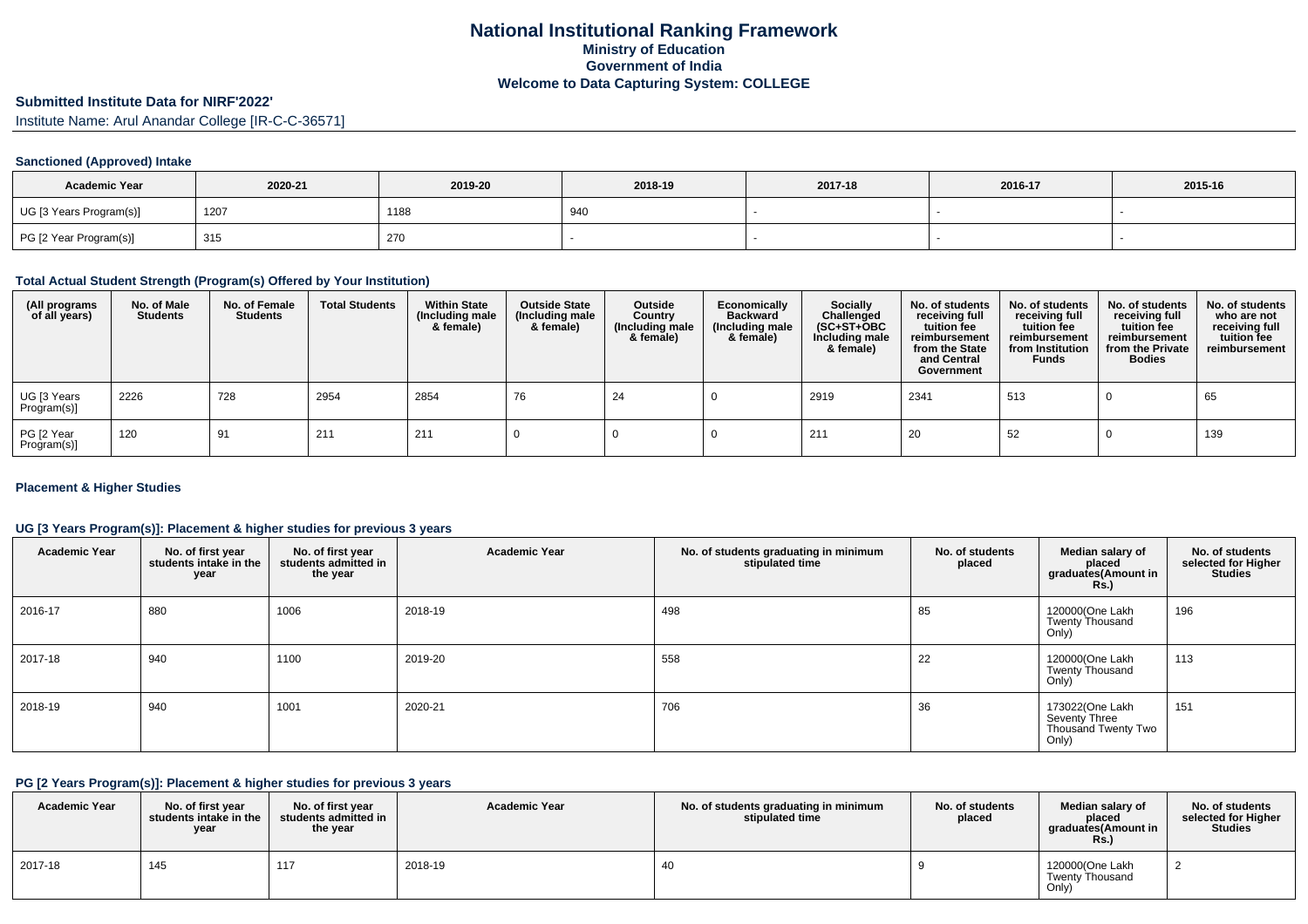# National Institutional Ranking Framework
## Ministry of Education
## Government of India
## Welcome to Data Capturing System: COLLEGE

### Submitted Institute Data for NIRF'2022'

Institute Name: Arul Anandar College [IR-C-C-36571]

### Sanctioned (Approved) Intake

| Academic Year | 2020-21 | 2019-20 | 2018-19 | 2017-18 | 2016-17 | 2015-16 |
|---|---|---|---|---|---|---|
| UG [3 Years Program(s)] | 1207 | 1188 | 940 | - | - | - |
| PG [2 Year Program(s)] | 315 | 270 | - | - | - | - |

### Total Actual Student Strength (Program(s) Offered by Your Institution)

| (All programs of all years) | No. of Male Students | No. of Female Students | Total Students | Within State (Including male & female) | Outside State (Including male & female) | Outside Country (Including male & female) | Economically Backward (Including male & female) | Socially Challenged (SC+ST+OBC Including male & female) | No. of students receiving full tuition fee reimbursement from the State and Central Government | No. of students receiving full tuition fee reimbursement from Institution Funds | No. of students receiving full tuition fee reimbursement from the Private Bodies | No. of students who are not receiving full tuition fee reimbursement |
|---|---|---|---|---|---|---|---|---|---|---|---|---|
| UG [3 Years Program(s)] | 2226 | 728 | 2954 | 2854 | 76 | 24 | 0 | 2919 | 2341 | 513 | 0 | 65 |
| PG [2 Year Program(s)] | 120 | 91 | 211 | 211 | 0 | 0 | 0 | 211 | 20 | 52 | 0 | 139 |

### Placement & Higher Studies

### UG [3 Years Program(s)]: Placement & higher studies for previous 3 years

| Academic Year | No. of first year students intake in the year | No. of first year students admitted in the year | Academic Year | No. of students graduating in minimum stipulated time | No. of students placed | Median salary of placed graduates(Amount in Rs.) | No. of students selected for Higher Studies |
|---|---|---|---|---|---|---|---|
| 2016-17 | 880 | 1006 | 2018-19 | 498 | 85 | 120000(One Lakh Twenty Thousand Only) | 196 |
| 2017-18 | 940 | 1100 | 2019-20 | 558 | 22 | 120000(One Lakh Twenty Thousand Only) | 113 |
| 2018-19 | 940 | 1001 | 2020-21 | 706 | 36 | 173022(One Lakh Seventy Three Thousand Twenty Two Only) | 151 |

### PG [2 Years Program(s)]: Placement & higher studies for previous 3 years

| Academic Year | No. of first year students intake in the year | No. of first year students admitted in the year | Academic Year | No. of students graduating in minimum stipulated time | No. of students placed | Median salary of placed graduates(Amount in Rs.) | No. of students selected for Higher Studies |
|---|---|---|---|---|---|---|---|
| 2017-18 | 145 | 117 | 2018-19 | 40 | 9 | 120000(One Lakh Twenty Thousand Only) | 2 |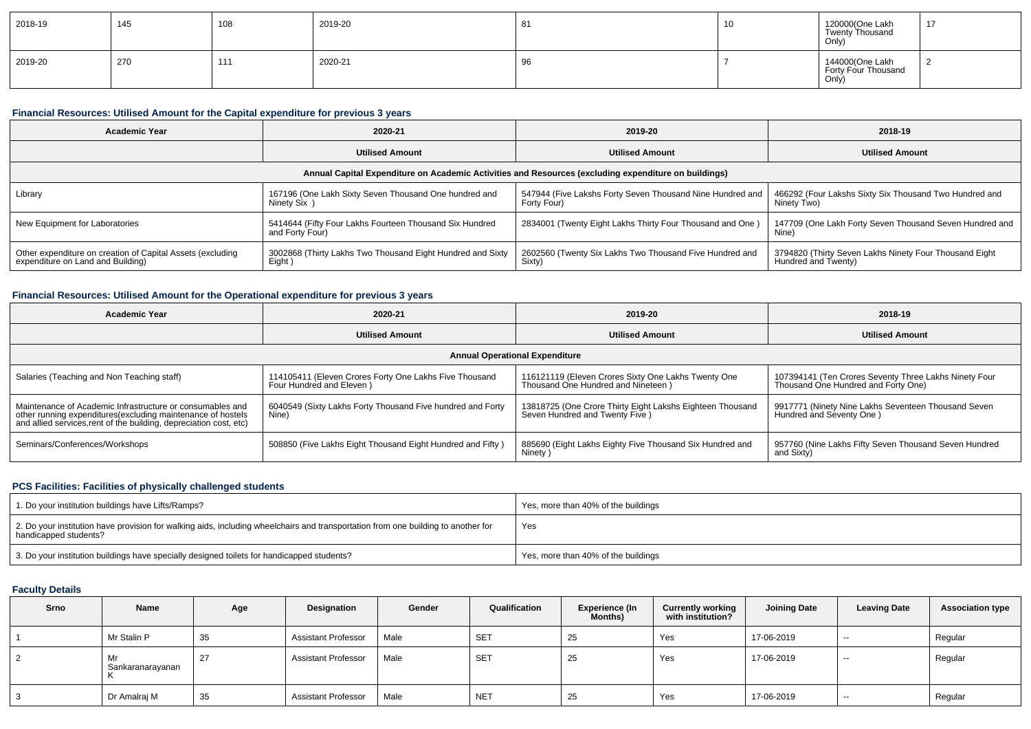| 2018-19 | 145 | 108 | 2019-20 | 81 | 10 | 120000(One Lakh Twenty Thousand Only) | 17 |
|---|---|---|---|---|---|---|---|
| 2019-20 | 270 | 111 | 2020-21 | 96 | 7 | 144000(One Lakh Forty Four Thousand Only) | 2 |

### Financial Resources: Utilised Amount for the Capital expenditure for previous 3 years

| Academic Year | 2020-21 | 2019-20 | 2018-19 |
|---|---|---|---|
| | Utilised Amount | Utilised Amount | Utilised Amount |
| Annual Capital Expenditure on Academic Activities and Resources (excluding expenditure on buildings) | | | |
| Library | 167196 (One Lakh Sixty Seven Thousand One hundred and Ninety Six ) | 547944 (Five Lakshs Forty Seven Thousand Nine Hundred and Forty Four) | 466292 (Four Lakshs Sixty Six Thousand Two Hundred and Ninety Two) |
| New Equipment for Laboratories | 5414644 (Fifty Four Lakhs Fourteen Thousand Six Hundred and Forty Four) | 2834001 (Twenty Eight Lakhs Thirty Four Thousand and One ) | 147709 (One Lakh Forty Seven Thousand Seven Hundred and Nine) |
| Other expenditure on creation of Capital Assets (excluding expenditure on Land and Building) | 3002868 (Thirty Lakhs Two Thousand Eight Hundred and Sixty Eight ) | 2602560 (Twenty Six Lakhs Two Thousand Five Hundred and Sixty) | 3794820 (Thirty Seven Lakhs Ninety Four Thousand Eight Hundred and Twenty) |

### Financial Resources: Utilised Amount for the Operational expenditure for previous 3 years

| Academic Year | 2020-21 | 2019-20 | 2018-19 |
|---|---|---|---|
| | Utilised Amount | Utilised Amount | Utilised Amount |
| Annual Operational Expenditure | | | |
| Salaries (Teaching and Non Teaching staff) | 114105411 (Eleven Crores Forty One Lakhs Five Thousand Four Hundred and Eleven ) | 116121119 (Eleven Crores Sixty One Lakhs Twenty One Thousand One Hundred and Nineteen ) | 107394141 (Ten Crores Seventy Three Lakhs Ninety Four Thousand One Hundred and Forty One) |
| Maintenance of Academic Infrastructure or consumables and other running expenditures(excluding maintenance of hostels and allied services,rent of the building, depreciation cost, etc) | 6040549 (Sixty Lakhs Forty Thousand Five hundred and Forty Nine) | 13818725 (One Crore Thirty Eight Lakshs Eighteen Thousand Seven Hundred and Twenty Five ) | 9917771 (Ninety Nine Lakhs Seventeen Thousand Seven Hundred and Seventy One ) |
| Seminars/Conferences/Workshops | 508850 (Five Lakhs Eight Thousand Eight Hundred and Fifty ) | 885690 (Eight Lakhs Eighty Five Thousand Six Hundred and Ninety ) | 957760 (Nine Lakhs Fifty Seven Thousand Seven Hundred and Sixty) |

### PCS Facilities: Facilities of physically challenged students

| | |
|---|---|
| 1. Do your institution buildings have Lifts/Ramps? | Yes, more than 40% of the buildings |
| 2. Do your institution have provision for walking aids, including wheelchairs and transportation from one building to another for handicapped students? | Yes |
| 3. Do your institution buildings have specially designed toilets for handicapped students? | Yes, more than 40% of the buildings |

### Faculty Details

| Srno | Name | Age | Designation | Gender | Qualification | Experience (In Months) | Currently working with institution? | Joining Date | Leaving Date | Association type |
|---|---|---|---|---|---|---|---|---|---|---|
| 1 | Mr Stalin P | 35 | Assistant Professor | Male | SET | 25 | Yes | 17-06-2019 | -- | Regular |
| 2 | Mr Sankaranarayanan K | 27 | Assistant Professor | Male | SET | 25 | Yes | 17-06-2019 | -- | Regular |
| 3 | Dr Amalraj M | 35 | Assistant Professor | Male | NET | 25 | Yes | 17-06-2019 | -- | Regular |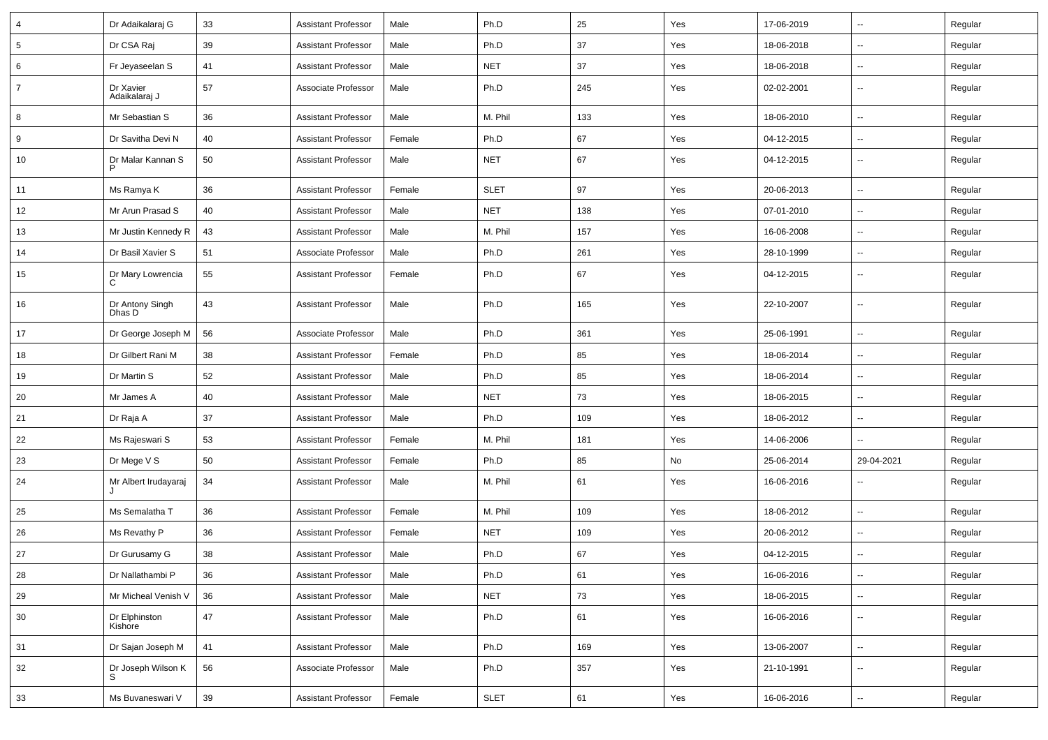| 4 | Dr Adaikalaraj G | 33 | Assistant Professor | Male | Ph.D | 25 | Yes | 17-06-2019 | -- | Regular |
|---|---|---|---|---|---|---|---|---|---|---|
| 5 | Dr CSA Raj | 39 | Assistant Professor | Male | Ph.D | 37 | Yes | 18-06-2018 | -- | Regular |
| 6 | Fr Jeyaseelan S | 41 | Assistant Professor | Male | NET | 37 | Yes | 18-06-2018 | -- | Regular |
| 7 | Dr Xavier Adaikalaraj J | 57 | Associate Professor | Male | Ph.D | 245 | Yes | 02-02-2001 | -- | Regular |
| 8 | Mr Sebastian S | 36 | Assistant Professor | Male | M. Phil | 133 | Yes | 18-06-2010 | -- | Regular |
| 9 | Dr Savitha Devi N | 40 | Assistant Professor | Female | Ph.D | 67 | Yes | 04-12-2015 | -- | Regular |
| 10 | Dr Malar Kannan S P | 50 | Assistant Professor | Male | NET | 67 | Yes | 04-12-2015 | -- | Regular |
| 11 | Ms Ramya K | 36 | Assistant Professor | Female | SLET | 97 | Yes | 20-06-2013 | -- | Regular |
| 12 | Mr Arun Prasad S | 40 | Assistant Professor | Male | NET | 138 | Yes | 07-01-2010 | -- | Regular |
| 13 | Mr Justin Kennedy R | 43 | Assistant Professor | Male | M. Phil | 157 | Yes | 16-06-2008 | -- | Regular |
| 14 | Dr Basil Xavier S | 51 | Associate Professor | Male | Ph.D | 261 | Yes | 28-10-1999 | -- | Regular |
| 15 | Dr Mary Lowrencia C | 55 | Assistant Professor | Female | Ph.D | 67 | Yes | 04-12-2015 | -- | Regular |
| 16 | Dr Antony Singh Dhas D | 43 | Assistant Professor | Male | Ph.D | 165 | Yes | 22-10-2007 | -- | Regular |
| 17 | Dr George Joseph M | 56 | Associate Professor | Male | Ph.D | 361 | Yes | 25-06-1991 | -- | Regular |
| 18 | Dr Gilbert Rani M | 38 | Assistant Professor | Female | Ph.D | 85 | Yes | 18-06-2014 | -- | Regular |
| 19 | Dr Martin S | 52 | Assistant Professor | Male | Ph.D | 85 | Yes | 18-06-2014 | -- | Regular |
| 20 | Mr James A | 40 | Assistant Professor | Male | NET | 73 | Yes | 18-06-2015 | -- | Regular |
| 21 | Dr Raja A | 37 | Assistant Professor | Male | Ph.D | 109 | Yes | 18-06-2012 | -- | Regular |
| 22 | Ms Rajeswari S | 53 | Assistant Professor | Female | M. Phil | 181 | Yes | 14-06-2006 | -- | Regular |
| 23 | Dr Mege V S | 50 | Assistant Professor | Female | Ph.D | 85 | No | 25-06-2014 | 29-04-2021 | Regular |
| 24 | Mr Albert Irudayaraj J | 34 | Assistant Professor | Male | M. Phil | 61 | Yes | 16-06-2016 | -- | Regular |
| 25 | Ms Semalatha T | 36 | Assistant Professor | Female | M. Phil | 109 | Yes | 18-06-2012 | -- | Regular |
| 26 | Ms Revathy P | 36 | Assistant Professor | Female | NET | 109 | Yes | 20-06-2012 | -- | Regular |
| 27 | Dr Gurusamy G | 38 | Assistant Professor | Male | Ph.D | 67 | Yes | 04-12-2015 | -- | Regular |
| 28 | Dr Nallathambi P | 36 | Assistant Professor | Male | Ph.D | 61 | Yes | 16-06-2016 | -- | Regular |
| 29 | Mr Micheal Venish V | 36 | Assistant Professor | Male | NET | 73 | Yes | 18-06-2015 | -- | Regular |
| 30 | Dr Elphinston Kishore | 47 | Assistant Professor | Male | Ph.D | 61 | Yes | 16-06-2016 | -- | Regular |
| 31 | Dr Sajan Joseph M | 41 | Assistant Professor | Male | Ph.D | 169 | Yes | 13-06-2007 | -- | Regular |
| 32 | Dr Joseph Wilson K S | 56 | Associate Professor | Male | Ph.D | 357 | Yes | 21-10-1991 | -- | Regular |
| 33 | Ms Buvaneswari V | 39 | Assistant Professor | Female | SLET | 61 | Yes | 16-06-2016 | -- | Regular |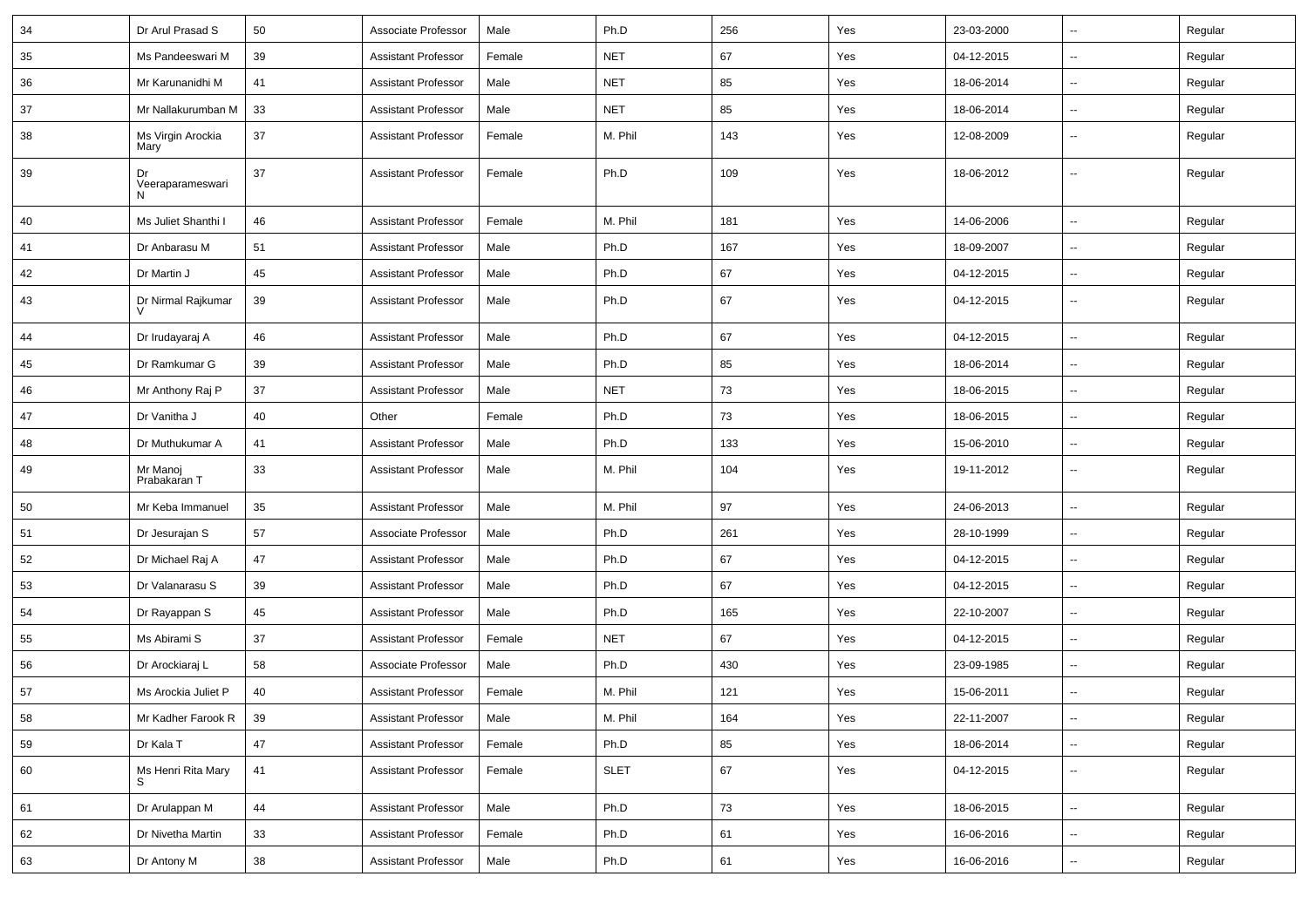| 34 | Dr Arul Prasad S | 50 | Associate Professor | Male | Ph.D | 256 | Yes | 23-03-2000 | -- | Regular |
|---|---|---|---|---|---|---|---|---|---|---|
| 35 | Ms Pandeeswari M | 39 | Assistant Professor | Female | NET | 67 | Yes | 04-12-2015 | -- | Regular |
| 36 | Mr Karunanidhi M | 41 | Assistant Professor | Male | NET | 85 | Yes | 18-06-2014 | -- | Regular |
| 37 | Mr Nallakurumban M | 33 | Assistant Professor | Male | NET | 85 | Yes | 18-06-2014 | -- | Regular |
| 38 | Ms Virgin Arockia Mary | 37 | Assistant Professor | Female | M. Phil | 143 | Yes | 12-08-2009 | -- | Regular |
| 39 | Dr Veeraparameswari N | 37 | Assistant Professor | Female | Ph.D | 109 | Yes | 18-06-2012 | -- | Regular |
| 40 | Ms Juliet Shanthi I | 46 | Assistant Professor | Female | M. Phil | 181 | Yes | 14-06-2006 | -- | Regular |
| 41 | Dr Anbarasu M | 51 | Assistant Professor | Male | Ph.D | 167 | Yes | 18-09-2007 | -- | Regular |
| 42 | Dr Martin J | 45 | Assistant Professor | Male | Ph.D | 67 | Yes | 04-12-2015 | -- | Regular |
| 43 | Dr Nirmal Rajkumar V | 39 | Assistant Professor | Male | Ph.D | 67 | Yes | 04-12-2015 | -- | Regular |
| 44 | Dr Irudayaraj A | 46 | Assistant Professor | Male | Ph.D | 67 | Yes | 04-12-2015 | -- | Regular |
| 45 | Dr Ramkumar G | 39 | Assistant Professor | Male | Ph.D | 85 | Yes | 18-06-2014 | -- | Regular |
| 46 | Mr Anthony Raj P | 37 | Assistant Professor | Male | NET | 73 | Yes | 18-06-2015 | -- | Regular |
| 47 | Dr Vanitha J | 40 | Other | Female | Ph.D | 73 | Yes | 18-06-2015 | -- | Regular |
| 48 | Dr Muthukumar A | 41 | Assistant Professor | Male | Ph.D | 133 | Yes | 15-06-2010 | -- | Regular |
| 49 | Mr Manoj Prabakaran T | 33 | Assistant Professor | Male | M. Phil | 104 | Yes | 19-11-2012 | -- | Regular |
| 50 | Mr Keba Immanuel | 35 | Assistant Professor | Male | M. Phil | 97 | Yes | 24-06-2013 | -- | Regular |
| 51 | Dr Jesurajan S | 57 | Associate Professor | Male | Ph.D | 261 | Yes | 28-10-1999 | -- | Regular |
| 52 | Dr Michael Raj A | 47 | Assistant Professor | Male | Ph.D | 67 | Yes | 04-12-2015 | -- | Regular |
| 53 | Dr Valanarasu S | 39 | Assistant Professor | Male | Ph.D | 67 | Yes | 04-12-2015 | -- | Regular |
| 54 | Dr Rayappan S | 45 | Assistant Professor | Male | Ph.D | 165 | Yes | 22-10-2007 | -- | Regular |
| 55 | Ms Abirami S | 37 | Assistant Professor | Female | NET | 67 | Yes | 04-12-2015 | -- | Regular |
| 56 | Dr Arockiaraj L | 58 | Associate Professor | Male | Ph.D | 430 | Yes | 23-09-1985 | -- | Regular |
| 57 | Ms Arockia Juliet P | 40 | Assistant Professor | Female | M. Phil | 121 | Yes | 15-06-2011 | -- | Regular |
| 58 | Mr Kadher Farook R | 39 | Assistant Professor | Male | M. Phil | 164 | Yes | 22-11-2007 | -- | Regular |
| 59 | Dr Kala T | 47 | Assistant Professor | Female | Ph.D | 85 | Yes | 18-06-2014 | -- | Regular |
| 60 | Ms Henri Rita Mary S | 41 | Assistant Professor | Female | SLET | 67 | Yes | 04-12-2015 | -- | Regular |
| 61 | Dr Arulappan M | 44 | Assistant Professor | Male | Ph.D | 73 | Yes | 18-06-2015 | -- | Regular |
| 62 | Dr Nivetha Martin | 33 | Assistant Professor | Female | Ph.D | 61 | Yes | 16-06-2016 | -- | Regular |
| 63 | Dr Antony M | 38 | Assistant Professor | Male | Ph.D | 61 | Yes | 16-06-2016 | -- | Regular |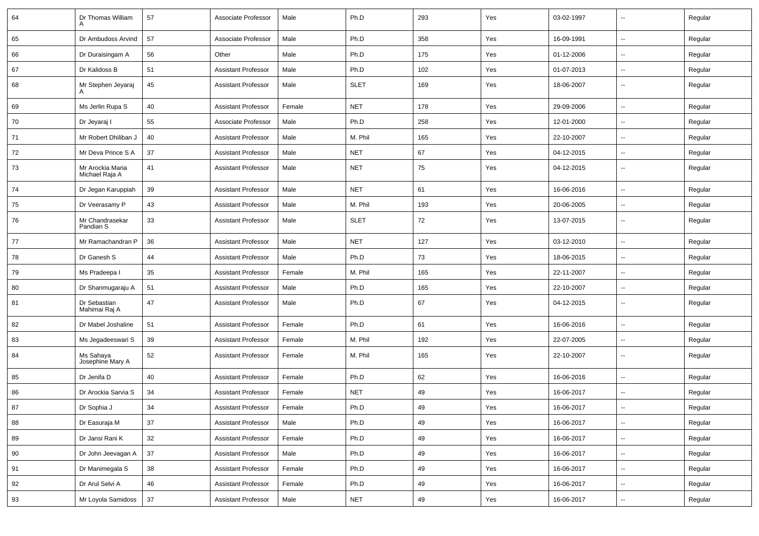| | | | | | | | | | | |
|---|---|---|---|---|---|---|---|---|---|---|
| 64 | Dr Thomas William A | 57 | Associate Professor | Male | Ph.D | 293 | Yes | 03-02-1997 | -- | Regular |
| 65 | Dr Ambudoss Arvind | 57 | Associate Professor | Male | Ph.D | 358 | Yes | 16-09-1991 | -- | Regular |
| 66 | Dr Duraisingam A | 56 | Other | Male | Ph.D | 175 | Yes | 01-12-2006 | -- | Regular |
| 67 | Dr Kalidoss B | 51 | Assistant Professor | Male | Ph.D | 102 | Yes | 01-07-2013 | -- | Regular |
| 68 | Mr Stephen Jeyaraj A | 45 | Assistant Professor | Male | SLET | 169 | Yes | 18-06-2007 | -- | Regular |
| 69 | Ms Jerlin Rupa S | 40 | Assistant Professor | Female | NET | 178 | Yes | 29-09-2006 | -- | Regular |
| 70 | Dr Jeyaraj I | 55 | Associate Professor | Male | Ph.D | 258 | Yes | 12-01-2000 | -- | Regular |
| 71 | Mr Robert Dhiliban J | 40 | Assistant Professor | Male | M. Phil | 165 | Yes | 22-10-2007 | -- | Regular |
| 72 | Mr Deva Prince S A | 37 | Assistant Professor | Male | NET | 67 | Yes | 04-12-2015 | -- | Regular |
| 73 | Mr Arockia Maria Michael Raja A | 41 | Assistant Professor | Male | NET | 75 | Yes | 04-12-2015 | -- | Regular |
| 74 | Dr Jegan Karuppiah | 39 | Assistant Professor | Male | NET | 61 | Yes | 16-06-2016 | -- | Regular |
| 75 | Dr Veerasamy P | 43 | Assistant Professor | Male | M. Phil | 193 | Yes | 20-06-2005 | -- | Regular |
| 76 | Mr Chandrasekar Pandian S | 33 | Assistant Professor | Male | SLET | 72 | Yes | 13-07-2015 | -- | Regular |
| 77 | Mr Ramachandran P | 36 | Assistant Professor | Male | NET | 127 | Yes | 03-12-2010 | -- | Regular |
| 78 | Dr Ganesh S | 44 | Assistant Professor | Male | Ph.D | 73 | Yes | 18-06-2015 | -- | Regular |
| 79 | Ms Pradeepa I | 35 | Assistant Professor | Female | M. Phil | 165 | Yes | 22-11-2007 | -- | Regular |
| 80 | Dr Shanmugaraju A | 51 | Assistant Professor | Male | Ph.D | 165 | Yes | 22-10-2007 | -- | Regular |
| 81 | Dr Sebastian Mahimai Raj A | 47 | Assistant Professor | Male | Ph.D | 67 | Yes | 04-12-2015 | -- | Regular |
| 82 | Dr Mabel Joshaline | 51 | Assistant Professor | Female | Ph.D | 61 | Yes | 16-06-2016 | -- | Regular |
| 83 | Ms Jegadeeswari S | 39 | Assistant Professor | Female | M. Phil | 192 | Yes | 22-07-2005 | -- | Regular |
| 84 | Ms Sahaya Josephine Mary A | 52 | Assistant Professor | Female | M. Phil | 165 | Yes | 22-10-2007 | -- | Regular |
| 85 | Dr Jenifa D | 40 | Assistant Professor | Female | Ph.D | 62 | Yes | 16-06-2016 | -- | Regular |
| 86 | Dr Arockia Sarvia S | 34 | Assistant Professor | Female | NET | 49 | Yes | 16-06-2017 | -- | Regular |
| 87 | Dr Sophia J | 34 | Assistant Professor | Female | Ph.D | 49 | Yes | 16-06-2017 | -- | Regular |
| 88 | Dr Easuraja M | 37 | Assistant Professor | Male | Ph.D | 49 | Yes | 16-06-2017 | -- | Regular |
| 89 | Dr Jansi Rani K | 32 | Assistant Professor | Female | Ph.D | 49 | Yes | 16-06-2017 | -- | Regular |
| 90 | Dr John Jeevagan A | 37 | Assistant Professor | Male | Ph.D | 49 | Yes | 16-06-2017 | -- | Regular |
| 91 | Dr Manimegala S | 38 | Assistant Professor | Female | Ph.D | 49 | Yes | 16-06-2017 | -- | Regular |
| 92 | Dr Arul Selvi A | 46 | Assistant Professor | Female | Ph.D | 49 | Yes | 16-06-2017 | -- | Regular |
| 93 | Mr Loyola Samidoss | 37 | Assistant Professor | Male | NET | 49 | Yes | 16-06-2017 | -- | Regular |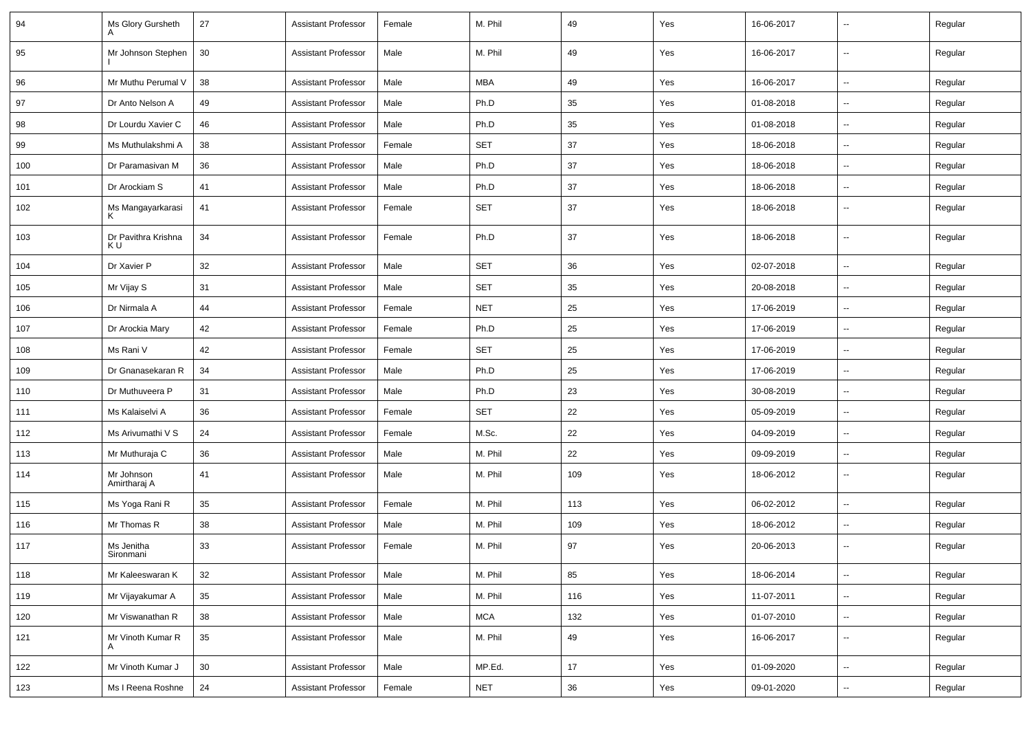| 94 | Ms Glory Gursheth A | 27 | Assistant Professor | Female | M. Phil | 49 | Yes | 16-06-2017 | -- | Regular |
|---|---|---|---|---|---|---|---|---|---|---|
| 95 | Mr Johnson Stephen I | 30 | Assistant Professor | Male | M. Phil | 49 | Yes | 16-06-2017 | -- | Regular |
| 96 | Mr Muthu Perumal V | 38 | Assistant Professor | Male | MBA | 49 | Yes | 16-06-2017 | -- | Regular |
| 97 | Dr Anto Nelson A | 49 | Assistant Professor | Male | Ph.D | 35 | Yes | 01-08-2018 | -- | Regular |
| 98 | Dr Lourdu Xavier C | 46 | Assistant Professor | Male | Ph.D | 35 | Yes | 01-08-2018 | -- | Regular |
| 99 | Ms Muthulakshmi A | 38 | Assistant Professor | Female | SET | 37 | Yes | 18-06-2018 | -- | Regular |
| 100 | Dr Paramasivan M | 36 | Assistant Professor | Male | Ph.D | 37 | Yes | 18-06-2018 | -- | Regular |
| 101 | Dr Arockiam S | 41 | Assistant Professor | Male | Ph.D | 37 | Yes | 18-06-2018 | -- | Regular |
| 102 | Ms Mangayarkarasi K | 41 | Assistant Professor | Female | SET | 37 | Yes | 18-06-2018 | -- | Regular |
| 103 | Dr Pavithra Krishna K U | 34 | Assistant Professor | Female | Ph.D | 37 | Yes | 18-06-2018 | -- | Regular |
| 104 | Dr Xavier P | 32 | Assistant Professor | Male | SET | 36 | Yes | 02-07-2018 | -- | Regular |
| 105 | Mr Vijay S | 31 | Assistant Professor | Male | SET | 35 | Yes | 20-08-2018 | -- | Regular |
| 106 | Dr Nirmala A | 44 | Assistant Professor | Female | NET | 25 | Yes | 17-06-2019 | -- | Regular |
| 107 | Dr Arockia Mary | 42 | Assistant Professor | Female | Ph.D | 25 | Yes | 17-06-2019 | -- | Regular |
| 108 | Ms Rani V | 42 | Assistant Professor | Female | SET | 25 | Yes | 17-06-2019 | -- | Regular |
| 109 | Dr Gnanasekaran R | 34 | Assistant Professor | Male | Ph.D | 25 | Yes | 17-06-2019 | -- | Regular |
| 110 | Dr Muthuveera P | 31 | Assistant Professor | Male | Ph.D | 23 | Yes | 30-08-2019 | -- | Regular |
| 111 | Ms Kalaiselvi A | 36 | Assistant Professor | Female | SET | 22 | Yes | 05-09-2019 | -- | Regular |
| 112 | Ms Arivumathi V S | 24 | Assistant Professor | Female | M.Sc. | 22 | Yes | 04-09-2019 | -- | Regular |
| 113 | Mr Muthuraja C | 36 | Assistant Professor | Male | M. Phil | 22 | Yes | 09-09-2019 | -- | Regular |
| 114 | Mr Johnson Amirtharaj A | 41 | Assistant Professor | Male | M. Phil | 109 | Yes | 18-06-2012 | -- | Regular |
| 115 | Ms Yoga Rani R | 35 | Assistant Professor | Female | M. Phil | 113 | Yes | 06-02-2012 | -- | Regular |
| 116 | Mr Thomas R | 38 | Assistant Professor | Male | M. Phil | 109 | Yes | 18-06-2012 | -- | Regular |
| 117 | Ms Jenitha Sironmani | 33 | Assistant Professor | Female | M. Phil | 97 | Yes | 20-06-2013 | -- | Regular |
| 118 | Mr Kaleeswaran K | 32 | Assistant Professor | Male | M. Phil | 85 | Yes | 18-06-2014 | -- | Regular |
| 119 | Mr Vijayakumar A | 35 | Assistant Professor | Male | M. Phil | 116 | Yes | 11-07-2011 | -- | Regular |
| 120 | Mr Viswanathan R | 38 | Assistant Professor | Male | MCA | 132 | Yes | 01-07-2010 | -- | Regular |
| 121 | Mr Vinoth Kumar R A | 35 | Assistant Professor | Male | M. Phil | 49 | Yes | 16-06-2017 | -- | Regular |
| 122 | Mr Vinoth Kumar J | 30 | Assistant Professor | Male | MP.Ed. | 17 | Yes | 01-09-2020 | -- | Regular |
| 123 | Ms I Reena Roshne | 24 | Assistant Professor | Female | NET | 36 | Yes | 09-01-2020 | -- | Regular |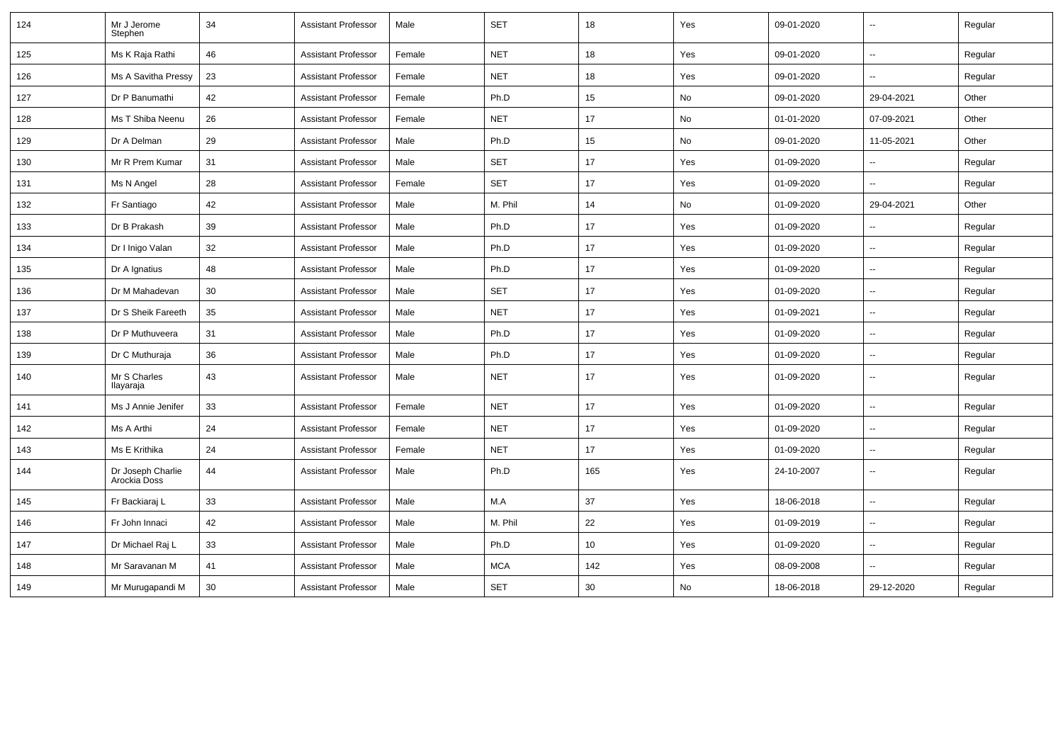| | | | | | | | | | | |
|---|---|---|---|---|---|---|---|---|---|---|
| 124 | Mr J Jerome Stephen | 34 | Assistant Professor | Male | SET | 18 | Yes | 09-01-2020 | -- | Regular |
| 125 | Ms K Raja Rathi | 46 | Assistant Professor | Female | NET | 18 | Yes | 09-01-2020 | -- | Regular |
| 126 | Ms A Savitha Pressy | 23 | Assistant Professor | Female | NET | 18 | Yes | 09-01-2020 | -- | Regular |
| 127 | Dr P Banumathi | 42 | Assistant Professor | Female | Ph.D | 15 | No | 09-01-2020 | 29-04-2021 | Other |
| 128 | Ms T Shiba Neenu | 26 | Assistant Professor | Female | NET | 17 | No | 01-01-2020 | 07-09-2021 | Other |
| 129 | Dr A Delman | 29 | Assistant Professor | Male | Ph.D | 15 | No | 09-01-2020 | 11-05-2021 | Other |
| 130 | Mr R Prem Kumar | 31 | Assistant Professor | Male | SET | 17 | Yes | 01-09-2020 | -- | Regular |
| 131 | Ms N Angel | 28 | Assistant Professor | Female | SET | 17 | Yes | 01-09-2020 | -- | Regular |
| 132 | Fr Santiago | 42 | Assistant Professor | Male | M. Phil | 14 | No | 01-09-2020 | 29-04-2021 | Other |
| 133 | Dr B Prakash | 39 | Assistant Professor | Male | Ph.D | 17 | Yes | 01-09-2020 | -- | Regular |
| 134 | Dr I Inigo Valan | 32 | Assistant Professor | Male | Ph.D | 17 | Yes | 01-09-2020 | -- | Regular |
| 135 | Dr A Ignatius | 48 | Assistant Professor | Male | Ph.D | 17 | Yes | 01-09-2020 | -- | Regular |
| 136 | Dr M Mahadevan | 30 | Assistant Professor | Male | SET | 17 | Yes | 01-09-2020 | -- | Regular |
| 137 | Dr S Sheik Fareeth | 35 | Assistant Professor | Male | NET | 17 | Yes | 01-09-2021 | -- | Regular |
| 138 | Dr P Muthuveera | 31 | Assistant Professor | Male | Ph.D | 17 | Yes | 01-09-2020 | -- | Regular |
| 139 | Dr C Muthuraja | 36 | Assistant Professor | Male | Ph.D | 17 | Yes | 01-09-2020 | -- | Regular |
| 140 | Mr S Charles Ilayaraja | 43 | Assistant Professor | Male | NET | 17 | Yes | 01-09-2020 | -- | Regular |
| 141 | Ms J Annie Jenifer | 33 | Assistant Professor | Female | NET | 17 | Yes | 01-09-2020 | -- | Regular |
| 142 | Ms A Arthi | 24 | Assistant Professor | Female | NET | 17 | Yes | 01-09-2020 | -- | Regular |
| 143 | Ms E Krithika | 24 | Assistant Professor | Female | NET | 17 | Yes | 01-09-2020 | -- | Regular |
| 144 | Dr Joseph Charlie Arockia Doss | 44 | Assistant Professor | Male | Ph.D | 165 | Yes | 24-10-2007 | -- | Regular |
| 145 | Fr Backiaraj L | 33 | Assistant Professor | Male | M.A | 37 | Yes | 18-06-2018 | -- | Regular |
| 146 | Fr John Innaci | 42 | Assistant Professor | Male | M. Phil | 22 | Yes | 01-09-2019 | -- | Regular |
| 147 | Dr Michael Raj L | 33 | Assistant Professor | Male | Ph.D | 10 | Yes | 01-09-2020 | -- | Regular |
| 148 | Mr Saravanan M | 41 | Assistant Professor | Male | MCA | 142 | Yes | 08-09-2008 | -- | Regular |
| 149 | Mr Murugapandi M | 30 | Assistant Professor | Male | SET | 30 | No | 18-06-2018 | 29-12-2020 | Regular |